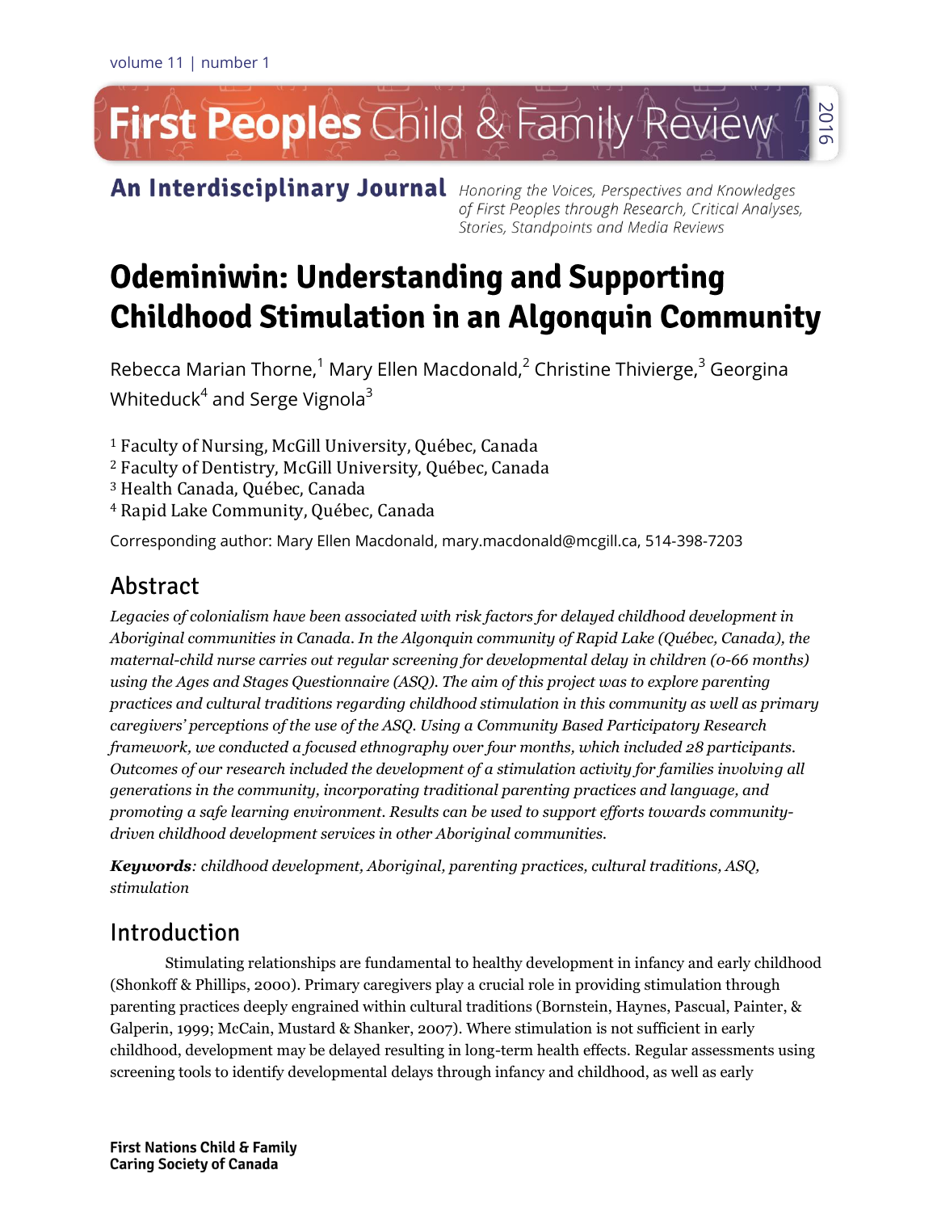# Odeminiwin: Understanding and Supporting Childhood Stimulation in an Algonquin Community

Rebecca Marian Thorne,[1] Mary Ellen Macdonald,[2] Christine Thivierge,[3] Georgina Whiteduck[4] and Serge Vignola[3]

[1] Faculty of Nursing, McGill University, Québec, Canada
[2] Faculty of Dentistry, McGill University, Québec, Canada
[3] Health Canada, Québec, Canada
[4] Rapid Lake Community, Québec, Canada

Corresponding author: Mary Ellen Macdonald, mary.macdonald@mcgill.ca, 514-398-7203

## Abstract

*Legacies of colonialism have been associated with risk factors for delayed childhood development in Aboriginal communities in Canada. In the Algonquin community of Rapid Lake (Québec, Canada), the maternal-child nurse carries out regular screening for developmental delay in children (0-66 months) using the Ages and Stages Questionnaire (ASQ). The aim of this project was to explore parenting practices and cultural traditions regarding childhood stimulation in this community as well as primary caregivers' perceptions of the use of the ASQ. Using a Community Based Participatory Research framework, we conducted a focused ethnography over four months, which included 28 participants. Outcomes of our research included the development of a stimulation activity for families involving all generations in the community, incorporating traditional parenting practices and language, and promoting a safe learning environment. Results can be used to support efforts towards community-driven childhood development services in other Aboriginal communities.*

***Keywords**: childhood development, Aboriginal, parenting practices, cultural traditions, ASQ, stimulation*

## Introduction

Stimulating relationships are fundamental to healthy development in infancy and early childhood (Shonkoff & Phillips, 2000). Primary caregivers play a crucial role in providing stimulation through parenting practices deeply engrained within cultural traditions (Bornstein, Haynes, Pascual, Painter, & Galperin, 1999; McCain, Mustard & Shanker, 2007). Where stimulation is not sufficient in early childhood, development may be delayed resulting in long-term health effects. Regular assessments using screening tools to identify developmental delays through infancy and childhood, as well as early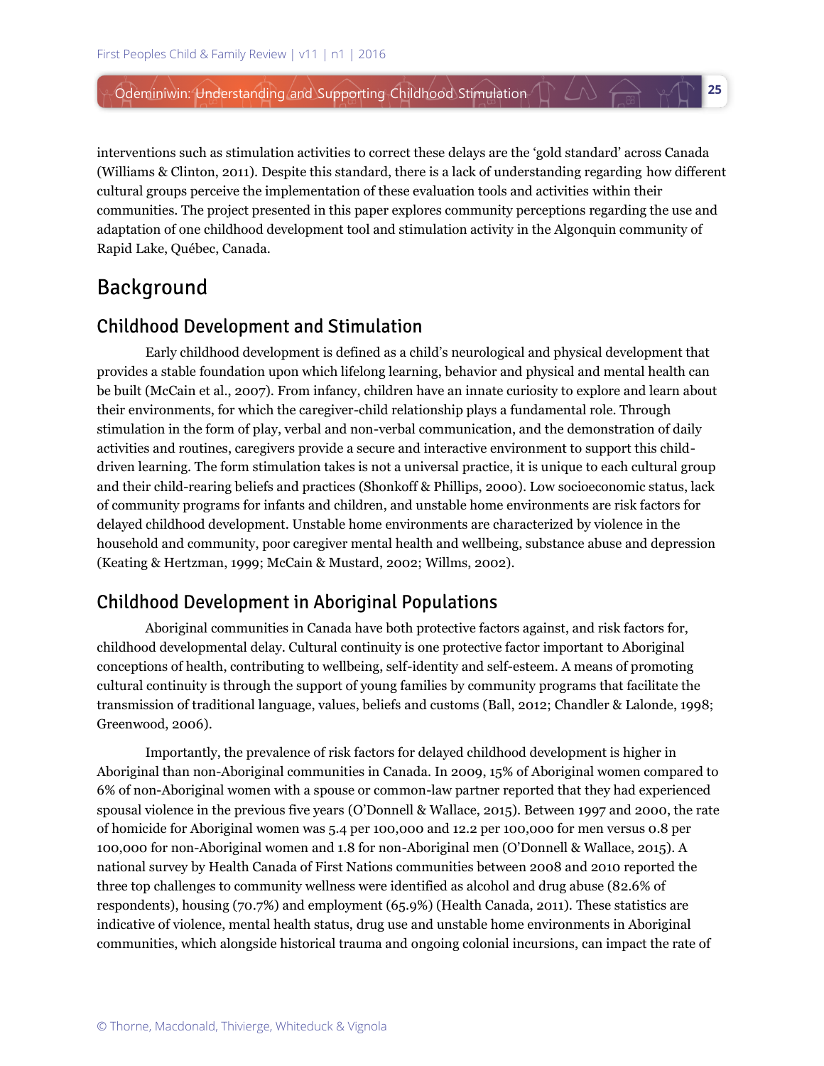interventions such as stimulation activities to correct these delays are the 'gold standard' across Canada (Williams & Clinton, 2011). Despite this standard, there is a lack of understanding regarding how different cultural groups perceive the implementation of these evaluation tools and activities within their communities. The project presented in this paper explores community perceptions regarding the use and adaptation of one childhood development tool and stimulation activity in the Algonquin community of Rapid Lake, Québec, Canada.

# Background

## Childhood Development and Stimulation

Early childhood development is defined as a child's neurological and physical development that provides a stable foundation upon which lifelong learning, behavior and physical and mental health can be built (McCain et al., 2007). From infancy, children have an innate curiosity to explore and learn about their environments, for which the caregiver-child relationship plays a fundamental role. Through stimulation in the form of play, verbal and non-verbal communication, and the demonstration of daily activities and routines, caregivers provide a secure and interactive environment to support this child-driven learning. The form stimulation takes is not a universal practice, it is unique to each cultural group and their child-rearing beliefs and practices (Shonkoff & Phillips, 2000). Low socioeconomic status, lack of community programs for infants and children, and unstable home environments are risk factors for delayed childhood development. Unstable home environments are characterized by violence in the household and community, poor caregiver mental health and wellbeing, substance abuse and depression (Keating & Hertzman, 1999; McCain & Mustard, 2002; Willms, 2002).

## Childhood Development in Aboriginal Populations

Aboriginal communities in Canada have both protective factors against, and risk factors for, childhood developmental delay. Cultural continuity is one protective factor important to Aboriginal conceptions of health, contributing to wellbeing, self-identity and self-esteem. A means of promoting cultural continuity is through the support of young families by community programs that facilitate the transmission of traditional language, values, beliefs and customs (Ball, 2012; Chandler & Lalonde, 1998; Greenwood, 2006).

Importantly, the prevalence of risk factors for delayed childhood development is higher in Aboriginal than non-Aboriginal communities in Canada. In 2009, 15% of Aboriginal women compared to 6% of non-Aboriginal women with a spouse or common-law partner reported that they had experienced spousal violence in the previous five years (O'Donnell & Wallace, 2015). Between 1997 and 2000, the rate of homicide for Aboriginal women was 5.4 per 100,000 and 12.2 per 100,000 for men versus 0.8 per 100,000 for non-Aboriginal women and 1.8 for non-Aboriginal men (O'Donnell & Wallace, 2015). A national survey by Health Canada of First Nations communities between 2008 and 2010 reported the three top challenges to community wellness were identified as alcohol and drug abuse (82.6% of respondents), housing (70.7%) and employment (65.9%) (Health Canada, 2011). These statistics are indicative of violence, mental health status, drug use and unstable home environments in Aboriginal communities, which alongside historical trauma and ongoing colonial incursions, can impact the rate of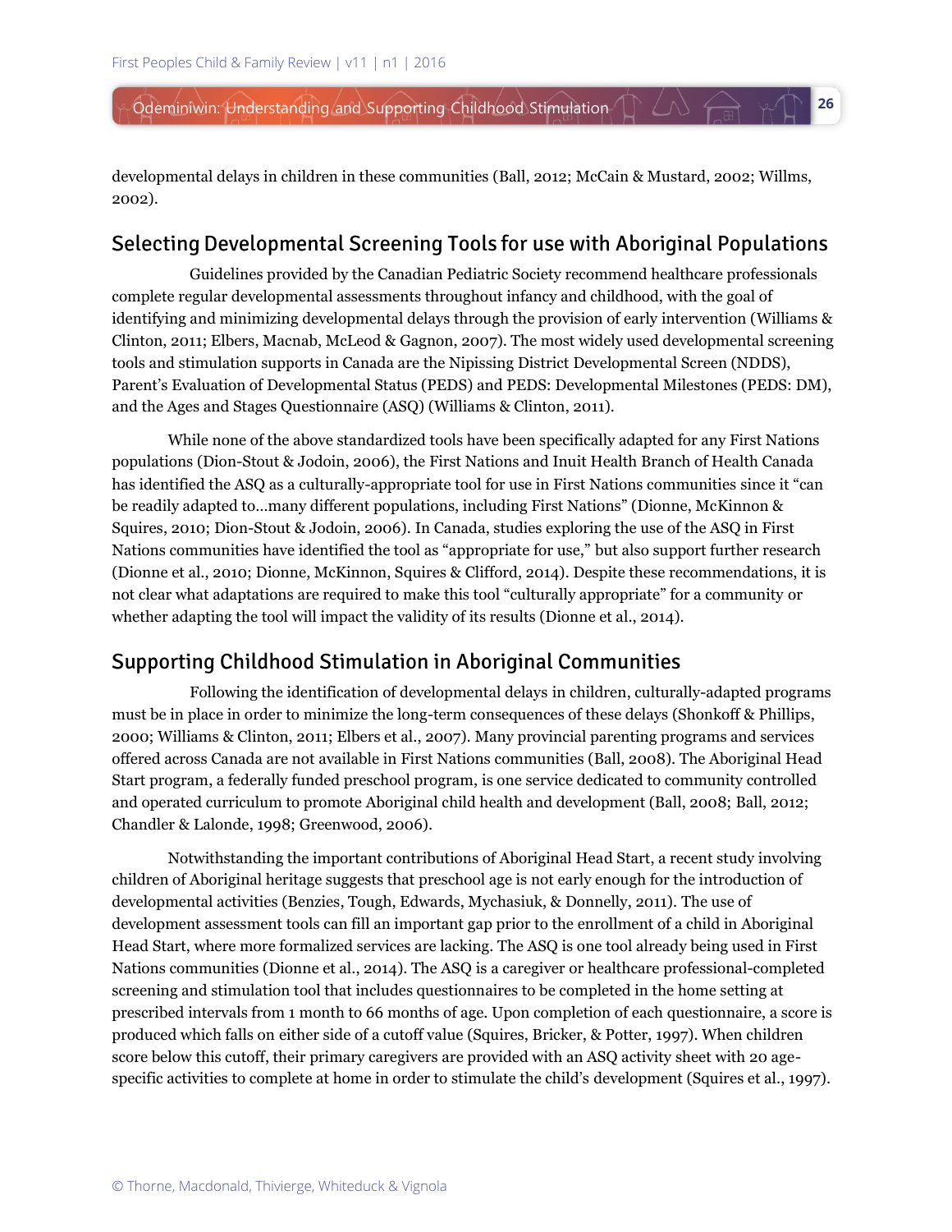developmental delays in children in these communities (Ball, 2012; McCain & Mustard, 2002; Willms, 2002).

## Selecting Developmental Screening Tools for use with Aboriginal Populations

Guidelines provided by the Canadian Pediatric Society recommend healthcare professionals complete regular developmental assessments throughout infancy and childhood, with the goal of identifying and minimizing developmental delays through the provision of early intervention (Williams & Clinton, 2011; Elbers, Macnab, McLeod & Gagnon, 2007). The most widely used developmental screening tools and stimulation supports in Canada are the Nipissing District Developmental Screen (NDDS), Parent's Evaluation of Developmental Status (PEDS) and PEDS: Developmental Milestones (PEDS: DM), and the Ages and Stages Questionnaire (ASQ) (Williams & Clinton, 2011).

While none of the above standardized tools have been specifically adapted for any First Nations populations (Dion-Stout & Jodoin, 2006), the First Nations and Inuit Health Branch of Health Canada has identified the ASQ as a culturally-appropriate tool for use in First Nations communities since it "can be readily adapted to...many different populations, including First Nations" (Dionne, McKinnon & Squires, 2010; Dion-Stout & Jodoin, 2006). In Canada, studies exploring the use of the ASQ in First Nations communities have identified the tool as "appropriate for use," but also support further research (Dionne et al., 2010; Dionne, McKinnon, Squires & Clifford, 2014). Despite these recommendations, it is not clear what adaptations are required to make this tool "culturally appropriate" for a community or whether adapting the tool will impact the validity of its results (Dionne et al., 2014).

## Supporting Childhood Stimulation in Aboriginal Communities

Following the identification of developmental delays in children, culturally-adapted programs must be in place in order to minimize the long-term consequences of these delays (Shonkoff & Phillips, 2000; Williams & Clinton, 2011; Elbers et al., 2007). Many provincial parenting programs and services offered across Canada are not available in First Nations communities (Ball, 2008). The Aboriginal Head Start program, a federally funded preschool program, is one service dedicated to community controlled and operated curriculum to promote Aboriginal child health and development (Ball, 2008; Ball, 2012; Chandler & Lalonde, 1998; Greenwood, 2006).

Notwithstanding the important contributions of Aboriginal Head Start, a recent study involving children of Aboriginal heritage suggests that preschool age is not early enough for the introduction of developmental activities (Benzies, Tough, Edwards, Mychasiuk, & Donnelly, 2011). The use of development assessment tools can fill an important gap prior to the enrollment of a child in Aboriginal Head Start, where more formalized services are lacking. The ASQ is one tool already being used in First Nations communities (Dionne et al., 2014). The ASQ is a caregiver or healthcare professional-completed screening and stimulation tool that includes questionnaires to be completed in the home setting at prescribed intervals from 1 month to 66 months of age. Upon completion of each questionnaire, a score is produced which falls on either side of a cutoff value (Squires, Bricker, & Potter, 1997). When children score below this cutoff, their primary caregivers are provided with an ASQ activity sheet with 20 age-specific activities to complete at home in order to stimulate the child's development (Squires et al., 1997).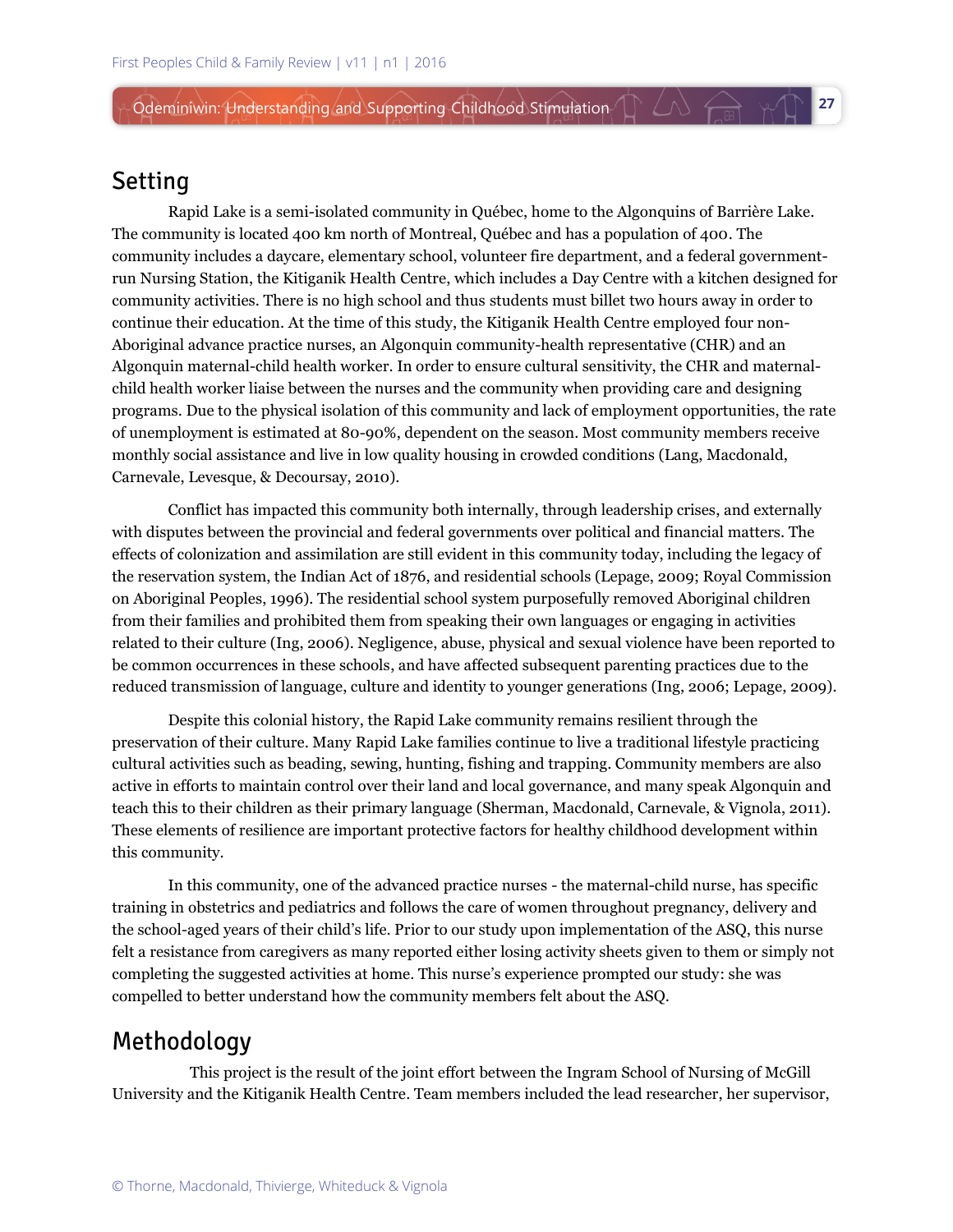## Setting

Rapid Lake is a semi-isolated community in Québec, home to the Algonquins of Barrière Lake. The community is located 400 km north of Montreal, Québec and has a population of 400. The community includes a daycare, elementary school, volunteer fire department, and a federal government-run Nursing Station, the Kitiganik Health Centre, which includes a Day Centre with a kitchen designed for community activities. There is no high school and thus students must billet two hours away in order to continue their education. At the time of this study, the Kitiganik Health Centre employed four non-Aboriginal advance practice nurses, an Algonquin community-health representative (CHR) and an Algonquin maternal-child health worker. In order to ensure cultural sensitivity, the CHR and maternal-child health worker liaise between the nurses and the community when providing care and designing programs. Due to the physical isolation of this community and lack of employment opportunities, the rate of unemployment is estimated at 80-90%, dependent on the season. Most community members receive monthly social assistance and live in low quality housing in crowded conditions (Lang, Macdonald, Carnevale, Levesque, & Decoursay, 2010).

Conflict has impacted this community both internally, through leadership crises, and externally with disputes between the provincial and federal governments over political and financial matters. The effects of colonization and assimilation are still evident in this community today, including the legacy of the reservation system, the Indian Act of 1876, and residential schools (Lepage, 2009; Royal Commission on Aboriginal Peoples, 1996). The residential school system purposefully removed Aboriginal children from their families and prohibited them from speaking their own languages or engaging in activities related to their culture (Ing, 2006). Negligence, abuse, physical and sexual violence have been reported to be common occurrences in these schools, and have affected subsequent parenting practices due to the reduced transmission of language, culture and identity to younger generations (Ing, 2006; Lepage, 2009).

Despite this colonial history, the Rapid Lake community remains resilient through the preservation of their culture. Many Rapid Lake families continue to live a traditional lifestyle practicing cultural activities such as beading, sewing, hunting, fishing and trapping. Community members are also active in efforts to maintain control over their land and local governance, and many speak Algonquin and teach this to their children as their primary language (Sherman, Macdonald, Carnevale, & Vignola, 2011). These elements of resilience are important protective factors for healthy childhood development within this community.

In this community, one of the advanced practice nurses - the maternal-child nurse, has specific training in obstetrics and pediatrics and follows the care of women throughout pregnancy, delivery and the school-aged years of their child's life. Prior to our study upon implementation of the ASQ, this nurse felt a resistance from caregivers as many reported either losing activity sheets given to them or simply not completing the suggested activities at home. This nurse's experience prompted our study: she was compelled to better understand how the community members felt about the ASQ.

## Methodology

This project is the result of the joint effort between the Ingram School of Nursing of McGill University and the Kitiganik Health Centre. Team members included the lead researcher, her supervisor,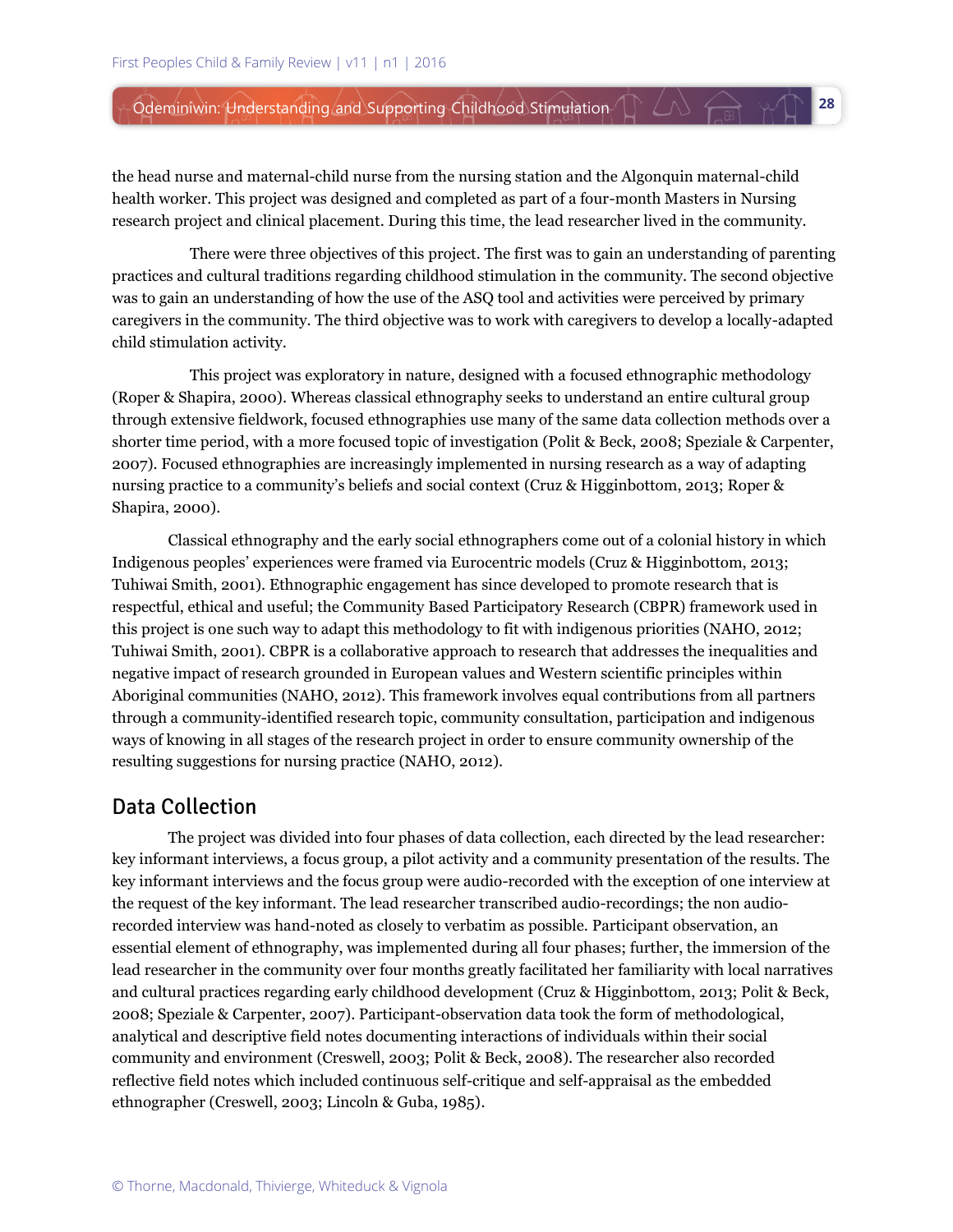the head nurse and maternal-child nurse from the nursing station and the Algonquin maternal-child health worker. This project was designed and completed as part of a four-month Masters in Nursing research project and clinical placement. During this time, the lead researcher lived in the community.

There were three objectives of this project. The first was to gain an understanding of parenting practices and cultural traditions regarding childhood stimulation in the community. The second objective was to gain an understanding of how the use of the ASQ tool and activities were perceived by primary caregivers in the community. The third objective was to work with caregivers to develop a locally-adapted child stimulation activity.

This project was exploratory in nature, designed with a focused ethnographic methodology (Roper & Shapira, 2000). Whereas classical ethnography seeks to understand an entire cultural group through extensive fieldwork, focused ethnographies use many of the same data collection methods over a shorter time period, with a more focused topic of investigation (Polit & Beck, 2008; Speziale & Carpenter, 2007). Focused ethnographies are increasingly implemented in nursing research as a way of adapting nursing practice to a community's beliefs and social context (Cruz & Higginbottom, 2013; Roper & Shapira, 2000).

Classical ethnography and the early social ethnographers come out of a colonial history in which Indigenous peoples' experiences were framed via Eurocentric models (Cruz & Higginbottom, 2013; Tuhiwai Smith, 2001). Ethnographic engagement has since developed to promote research that is respectful, ethical and useful; the Community Based Participatory Research (CBPR) framework used in this project is one such way to adapt this methodology to fit with indigenous priorities (NAHO, 2012; Tuhiwai Smith, 2001). CBPR is a collaborative approach to research that addresses the inequalities and negative impact of research grounded in European values and Western scientific principles within Aboriginal communities (NAHO, 2012). This framework involves equal contributions from all partners through a community-identified research topic, community consultation, participation and indigenous ways of knowing in all stages of the research project in order to ensure community ownership of the resulting suggestions for nursing practice (NAHO, 2012).

## Data Collection

The project was divided into four phases of data collection, each directed by the lead researcher: key informant interviews, a focus group, a pilot activity and a community presentation of the results. The key informant interviews and the focus group were audio-recorded with the exception of one interview at the request of the key informant. The lead researcher transcribed audio-recordings; the non audio-recorded interview was hand-noted as closely to verbatim as possible. Participant observation, an essential element of ethnography, was implemented during all four phases; further, the immersion of the lead researcher in the community over four months greatly facilitated her familiarity with local narratives and cultural practices regarding early childhood development (Cruz & Higginbottom, 2013; Polit & Beck, 2008; Speziale & Carpenter, 2007). Participant-observation data took the form of methodological, analytical and descriptive field notes documenting interactions of individuals within their social community and environment (Creswell, 2003; Polit & Beck, 2008). The researcher also recorded reflective field notes which included continuous self-critique and self-appraisal as the embedded ethnographer (Creswell, 2003; Lincoln & Guba, 1985).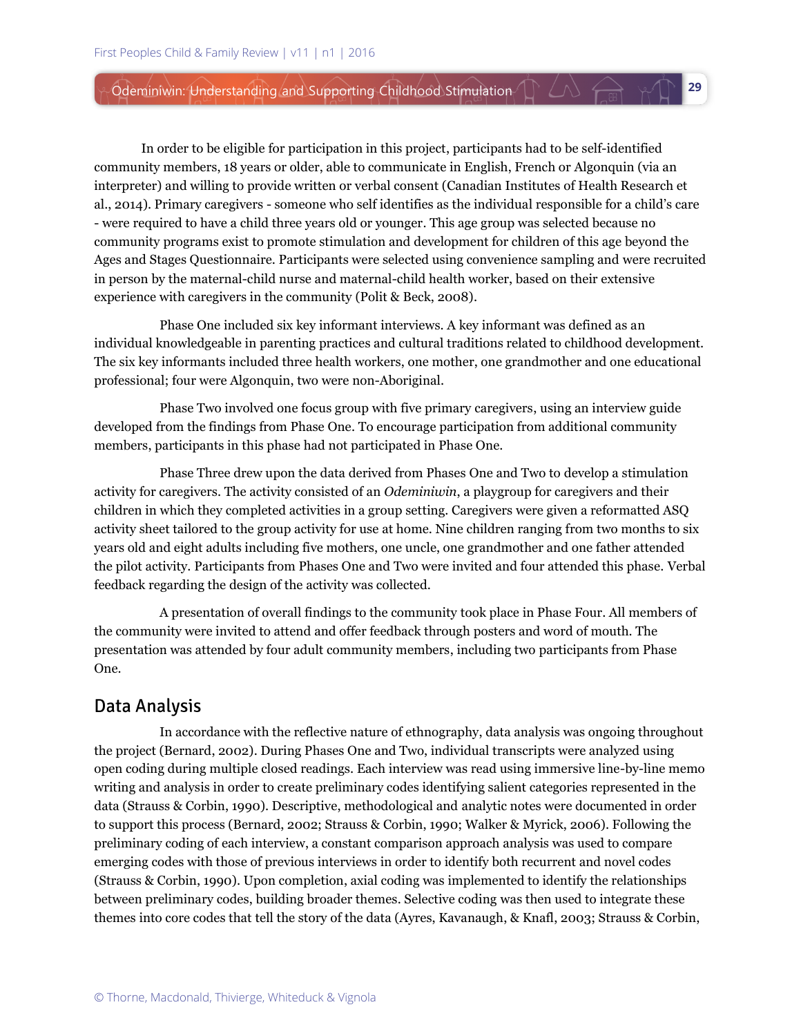In order to be eligible for participation in this project, participants had to be self-identified community members, 18 years or older, able to communicate in English, French or Algonquin (via an interpreter) and willing to provide written or verbal consent (Canadian Institutes of Health Research et al., 2014). Primary caregivers - someone who self identifies as the individual responsible for a child's care - were required to have a child three years old or younger. This age group was selected because no community programs exist to promote stimulation and development for children of this age beyond the Ages and Stages Questionnaire. Participants were selected using convenience sampling and were recruited in person by the maternal-child nurse and maternal-child health worker, based on their extensive experience with caregivers in the community (Polit & Beck, 2008).

Phase One included six key informant interviews. A key informant was defined as an individual knowledgeable in parenting practices and cultural traditions related to childhood development. The six key informants included three health workers, one mother, one grandmother and one educational professional; four were Algonquin, two were non-Aboriginal.

Phase Two involved one focus group with five primary caregivers, using an interview guide developed from the findings from Phase One. To encourage participation from additional community members, participants in this phase had not participated in Phase One.

Phase Three drew upon the data derived from Phases One and Two to develop a stimulation activity for caregivers. The activity consisted of an *Odeminiwin*, a playgroup for caregivers and their children in which they completed activities in a group setting. Caregivers were given a reformatted ASQ activity sheet tailored to the group activity for use at home. Nine children ranging from two months to six years old and eight adults including five mothers, one uncle, one grandmother and one father attended the pilot activity. Participants from Phases One and Two were invited and four attended this phase. Verbal feedback regarding the design of the activity was collected.

A presentation of overall findings to the community took place in Phase Four. All members of the community were invited to attend and offer feedback through posters and word of mouth. The presentation was attended by four adult community members, including two participants from Phase One.

## Data Analysis

In accordance with the reflective nature of ethnography, data analysis was ongoing throughout the project (Bernard, 2002). During Phases One and Two, individual transcripts were analyzed using open coding during multiple closed readings. Each interview was read using immersive line-by-line memo writing and analysis in order to create preliminary codes identifying salient categories represented in the data (Strauss & Corbin, 1990). Descriptive, methodological and analytic notes were documented in order to support this process (Bernard, 2002; Strauss & Corbin, 1990; Walker & Myrick, 2006). Following the preliminary coding of each interview, a constant comparison approach analysis was used to compare emerging codes with those of previous interviews in order to identify both recurrent and novel codes (Strauss & Corbin, 1990). Upon completion, axial coding was implemented to identify the relationships between preliminary codes, building broader themes. Selective coding was then used to integrate these themes into core codes that tell the story of the data (Ayres, Kavanaugh, & Knafl, 2003; Strauss & Corbin,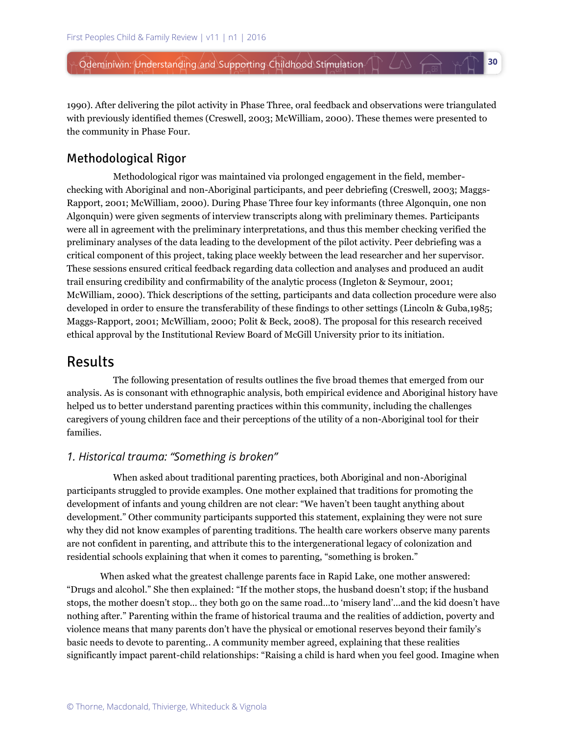1990). After delivering the pilot activity in Phase Three, oral feedback and observations were triangulated with previously identified themes (Creswell, 2003; McWilliam, 2000). These themes were presented to the community in Phase Four.

## Methodological Rigor

Methodological rigor was maintained via prolonged engagement in the field, member-checking with Aboriginal and non-Aboriginal participants, and peer debriefing (Creswell, 2003; Maggs-Rapport, 2001; McWilliam, 2000). During Phase Three four key informants (three Algonquin, one non Algonquin) were given segments of interview transcripts along with preliminary themes. Participants were all in agreement with the preliminary interpretations, and thus this member checking verified the preliminary analyses of the data leading to the development of the pilot activity. Peer debriefing was a critical component of this project, taking place weekly between the lead researcher and her supervisor. These sessions ensured critical feedback regarding data collection and analyses and produced an audit trail ensuring credibility and confirmability of the analytic process (Ingleton & Seymour, 2001; McWilliam, 2000). Thick descriptions of the setting, participants and data collection procedure were also developed in order to ensure the transferability of these findings to other settings (Lincoln & Guba,1985; Maggs-Rapport, 2001; McWilliam, 2000; Polit & Beck, 2008). The proposal for this research received ethical approval by the Institutional Review Board of McGill University prior to its initiation.

# Results

The following presentation of results outlines the five broad themes that emerged from our analysis. As is consonant with ethnographic analysis, both empirical evidence and Aboriginal history have helped us to better understand parenting practices within this community, including the challenges caregivers of young children face and their perceptions of the utility of a non-Aboriginal tool for their families.

### *1. Historical trauma: "Something is broken"*

When asked about traditional parenting practices, both Aboriginal and non-Aboriginal participants struggled to provide examples. One mother explained that traditions for promoting the development of infants and young children are not clear: "We haven't been taught anything about development." Other community participants supported this statement, explaining they were not sure why they did not know examples of parenting traditions. The health care workers observe many parents are not confident in parenting, and attribute this to the intergenerational legacy of colonization and residential schools explaining that when it comes to parenting, "something is broken."

When asked what the greatest challenge parents face in Rapid Lake, one mother answered: "Drugs and alcohol." She then explained: "If the mother stops, the husband doesn't stop; if the husband stops, the mother doesn't stop... they both go on the same road...to 'misery land'...and the kid doesn't have nothing after." Parenting within the frame of historical trauma and the realities of addiction, poverty and violence means that many parents don't have the physical or emotional reserves beyond their family's basic needs to devote to parenting.. A community member agreed, explaining that these realities significantly impact parent-child relationships: "Raising a child is hard when you feel good. Imagine when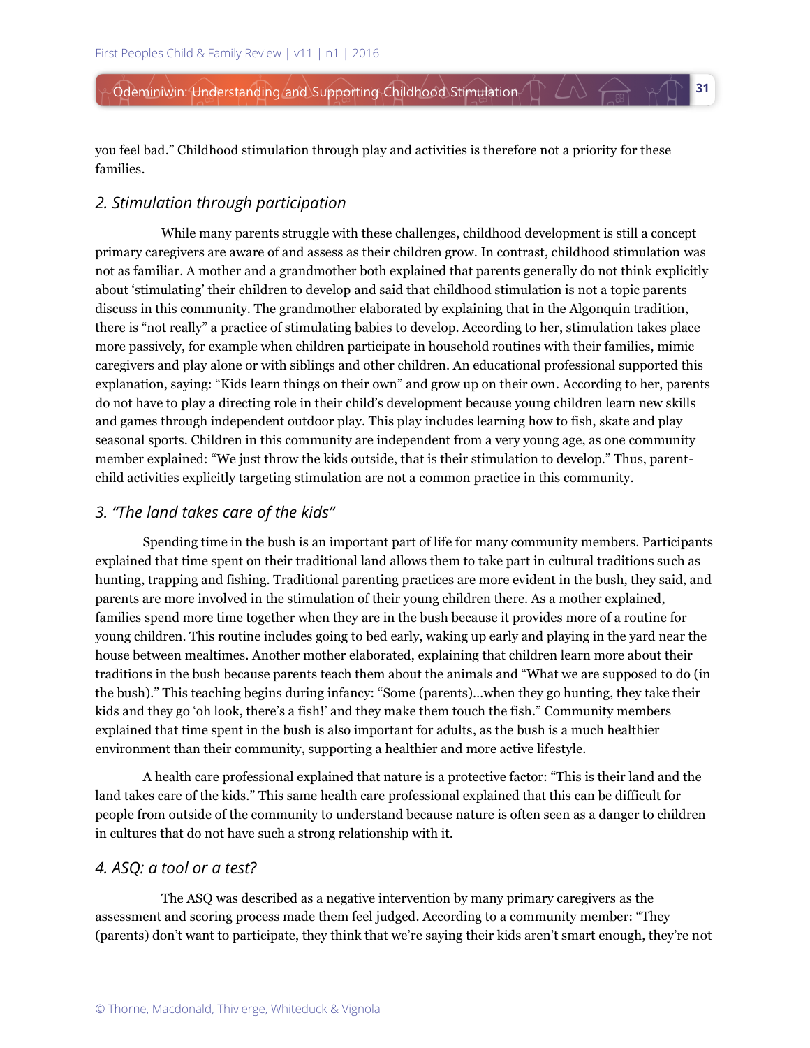you feel bad." Childhood stimulation through play and activities is therefore not a priority for these families.

### *2. Stimulation through participation*

While many parents struggle with these challenges, childhood development is still a concept primary caregivers are aware of and assess as their children grow. In contrast, childhood stimulation was not as familiar. A mother and a grandmother both explained that parents generally do not think explicitly about 'stimulating' their children to develop and said that childhood stimulation is not a topic parents discuss in this community. The grandmother elaborated by explaining that in the Algonquin tradition, there is "not really" a practice of stimulating babies to develop. According to her, stimulation takes place more passively, for example when children participate in household routines with their families, mimic caregivers and play alone or with siblings and other children. An educational professional supported this explanation, saying: "Kids learn things on their own" and grow up on their own. According to her, parents do not have to play a directing role in their child's development because young children learn new skills and games through independent outdoor play. This play includes learning how to fish, skate and play seasonal sports. Children in this community are independent from a very young age, as one community member explained: "We just throw the kids outside, that is their stimulation to develop." Thus, parent-child activities explicitly targeting stimulation are not a common practice in this community.

### *3. "The land takes care of the kids"*

Spending time in the bush is an important part of life for many community members. Participants explained that time spent on their traditional land allows them to take part in cultural traditions such as hunting, trapping and fishing. Traditional parenting practices are more evident in the bush, they said, and parents are more involved in the stimulation of their young children there. As a mother explained, families spend more time together when they are in the bush because it provides more of a routine for young children. This routine includes going to bed early, waking up early and playing in the yard near the house between mealtimes. Another mother elaborated, explaining that children learn more about their traditions in the bush because parents teach them about the animals and "What we are supposed to do (in the bush)." This teaching begins during infancy: "Some (parents)…when they go hunting, they take their kids and they go 'oh look, there's a fish!' and they make them touch the fish." Community members explained that time spent in the bush is also important for adults, as the bush is a much healthier environment than their community, supporting a healthier and more active lifestyle.

A health care professional explained that nature is a protective factor: "This is their land and the land takes care of the kids." This same health care professional explained that this can be difficult for people from outside of the community to understand because nature is often seen as a danger to children in cultures that do not have such a strong relationship with it.

### *4. ASQ: a tool or a test?*

The ASQ was described as a negative intervention by many primary caregivers as the assessment and scoring process made them feel judged. According to a community member: "They (parents) don't want to participate, they think that we're saying their kids aren't smart enough, they're not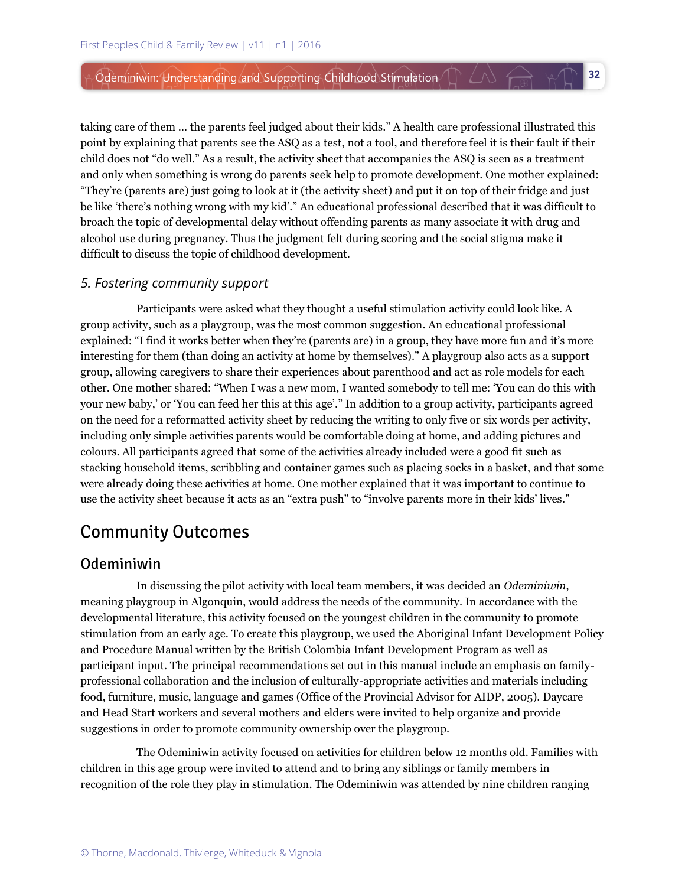taking care of them … the parents feel judged about their kids." A health care professional illustrated this point by explaining that parents see the ASQ as a test, not a tool, and therefore feel it is their fault if their child does not "do well." As a result, the activity sheet that accompanies the ASQ is seen as a treatment and only when something is wrong do parents seek help to promote development. One mother explained: "They're (parents are) just going to look at it (the activity sheet) and put it on top of their fridge and just be like 'there's nothing wrong with my kid'." An educational professional described that it was difficult to broach the topic of developmental delay without offending parents as many associate it with drug and alcohol use during pregnancy. Thus the judgment felt during scoring and the social stigma make it difficult to discuss the topic of childhood development.

### *5. Fostering community support*

Participants were asked what they thought a useful stimulation activity could look like. A group activity, such as a playgroup, was the most common suggestion. An educational professional explained: "I find it works better when they're (parents are) in a group, they have more fun and it's more interesting for them (than doing an activity at home by themselves)." A playgroup also acts as a support group, allowing caregivers to share their experiences about parenthood and act as role models for each other. One mother shared: "When I was a new mom, I wanted somebody to tell me: 'You can do this with your new baby,' or 'You can feed her this at this age'." In addition to a group activity, participants agreed on the need for a reformatted activity sheet by reducing the writing to only five or six words per activity, including only simple activities parents would be comfortable doing at home, and adding pictures and colours. All participants agreed that some of the activities already included were a good fit such as stacking household items, scribbling and container games such as placing socks in a basket, and that some were already doing these activities at home. One mother explained that it was important to continue to use the activity sheet because it acts as an "extra push" to "involve parents more in their kids' lives."

## Community Outcomes

### Odeminiwin

In discussing the pilot activity with local team members, it was decided an *Odeminiwin*, meaning playgroup in Algonquin, would address the needs of the community. In accordance with the developmental literature, this activity focused on the youngest children in the community to promote stimulation from an early age. To create this playgroup, we used the Aboriginal Infant Development Policy and Procedure Manual written by the British Colombia Infant Development Program as well as participant input. The principal recommendations set out in this manual include an emphasis on family-professional collaboration and the inclusion of culturally-appropriate activities and materials including food, furniture, music, language and games (Office of the Provincial Advisor for AIDP, 2005). Daycare and Head Start workers and several mothers and elders were invited to help organize and provide suggestions in order to promote community ownership over the playgroup.

The Odeminiwin activity focused on activities for children below 12 months old. Families with children in this age group were invited to attend and to bring any siblings or family members in recognition of the role they play in stimulation. The Odeminiwin was attended by nine children ranging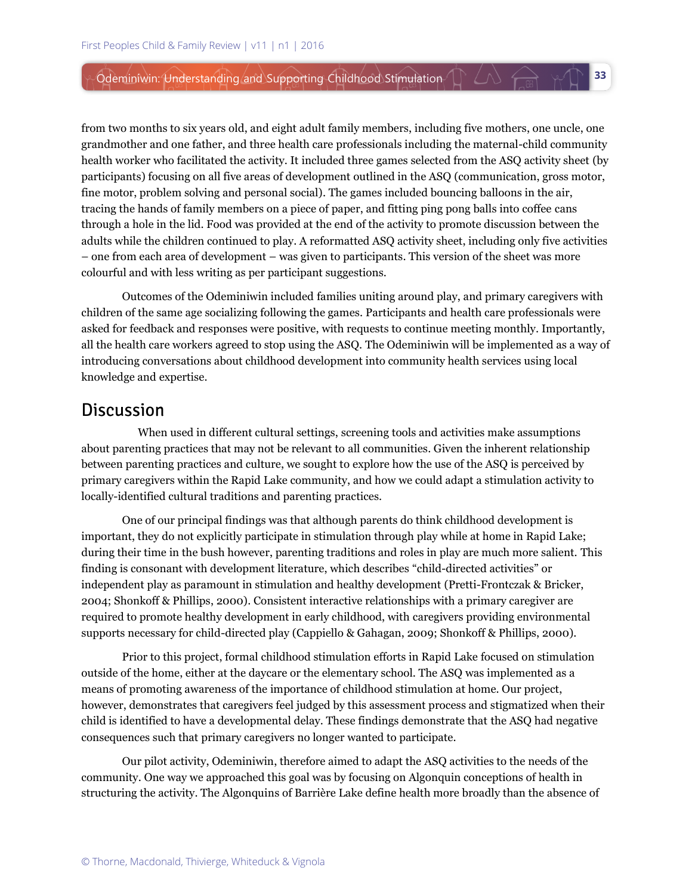from two months to six years old, and eight adult family members, including five mothers, one uncle, one grandmother and one father, and three health care professionals including the maternal-child community health worker who facilitated the activity. It included three games selected from the ASQ activity sheet (by participants) focusing on all five areas of development outlined in the ASQ (communication, gross motor, fine motor, problem solving and personal social). The games included bouncing balloons in the air, tracing the hands of family members on a piece of paper, and fitting ping pong balls into coffee cans through a hole in the lid. Food was provided at the end of the activity to promote discussion between the adults while the children continued to play. A reformatted ASQ activity sheet, including only five activities – one from each area of development – was given to participants. This version of the sheet was more colourful and with less writing as per participant suggestions.

Outcomes of the Odeminiwin included families uniting around play, and primary caregivers with children of the same age socializing following the games. Participants and health care professionals were asked for feedback and responses were positive, with requests to continue meeting monthly. Importantly, all the health care workers agreed to stop using the ASQ. The Odeminiwin will be implemented as a way of introducing conversations about childhood development into community health services using local knowledge and expertise.

## Discussion

When used in different cultural settings, screening tools and activities make assumptions about parenting practices that may not be relevant to all communities. Given the inherent relationship between parenting practices and culture, we sought to explore how the use of the ASQ is perceived by primary caregivers within the Rapid Lake community, and how we could adapt a stimulation activity to locally-identified cultural traditions and parenting practices.

One of our principal findings was that although parents do think childhood development is important, they do not explicitly participate in stimulation through play while at home in Rapid Lake; during their time in the bush however, parenting traditions and roles in play are much more salient. This finding is consonant with development literature, which describes "child-directed activities" or independent play as paramount in stimulation and healthy development (Pretti-Frontczak & Bricker, 2004; Shonkoff & Phillips, 2000). Consistent interactive relationships with a primary caregiver are required to promote healthy development in early childhood, with caregivers providing environmental supports necessary for child-directed play (Cappiello & Gahagan, 2009; Shonkoff & Phillips, 2000).

Prior to this project, formal childhood stimulation efforts in Rapid Lake focused on stimulation outside of the home, either at the daycare or the elementary school. The ASQ was implemented as a means of promoting awareness of the importance of childhood stimulation at home. Our project, however, demonstrates that caregivers feel judged by this assessment process and stigmatized when their child is identified to have a developmental delay. These findings demonstrate that the ASQ had negative consequences such that primary caregivers no longer wanted to participate.

Our pilot activity, Odeminiwin, therefore aimed to adapt the ASQ activities to the needs of the community. One way we approached this goal was by focusing on Algonquin conceptions of health in structuring the activity. The Algonquins of Barrière Lake define health more broadly than the absence of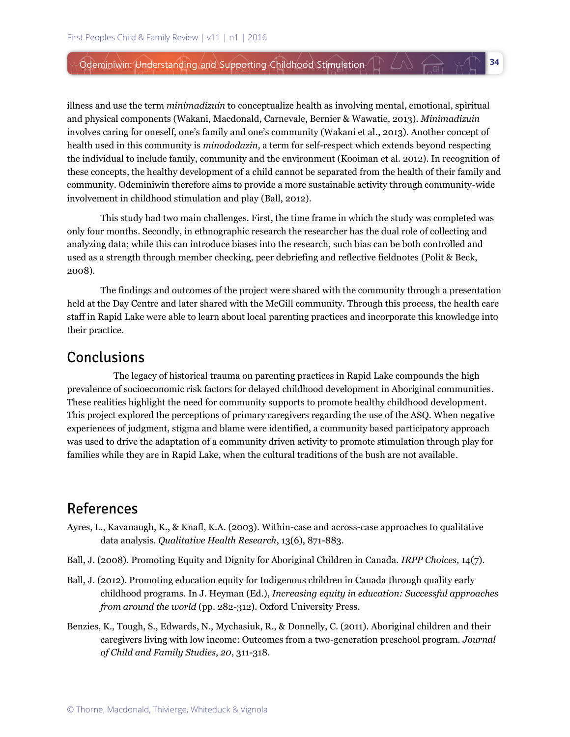illness and use the term *minimadizuin* to conceptualize health as involving mental, emotional, spiritual and physical components (Wakani, Macdonald, Carnevale, Bernier & Wawatie, 2013). *Minimadizuin* involves caring for oneself, one's family and one's community (Wakani et al., 2013). Another concept of health used in this community is *minododazin*, a term for self-respect which extends beyond respecting the individual to include family, community and the environment (Kooiman et al. 2012). In recognition of these concepts, the healthy development of a child cannot be separated from the health of their family and community. Odeminiwin therefore aims to provide a more sustainable activity through community-wide involvement in childhood stimulation and play (Ball, 2012).

This study had two main challenges. First, the time frame in which the study was completed was only four months. Secondly, in ethnographic research the researcher has the dual role of collecting and analyzing data; while this can introduce biases into the research, such bias can be both controlled and used as a strength through member checking, peer debriefing and reflective fieldnotes (Polit & Beck, 2008).

The findings and outcomes of the project were shared with the community through a presentation held at the Day Centre and later shared with the McGill community. Through this process, the health care staff in Rapid Lake were able to learn about local parenting practices and incorporate this knowledge into their practice.

## Conclusions

The legacy of historical trauma on parenting practices in Rapid Lake compounds the high prevalence of socioeconomic risk factors for delayed childhood development in Aboriginal communities. These realities highlight the need for community supports to promote healthy childhood development. This project explored the perceptions of primary caregivers regarding the use of the ASQ. When negative experiences of judgment, stigma and blame were identified, a community based participatory approach was used to drive the adaptation of a community driven activity to promote stimulation through play for families while they are in Rapid Lake, when the cultural traditions of the bush are not available.

## References

Ayres, L., Kavanaugh, K., & Knafl, K.A. (2003). Within-case and across-case approaches to qualitative data analysis. *Qualitative Health Research*, 13(6), 871-883.

Ball, J. (2008). Promoting Equity and Dignity for Aboriginal Children in Canada. *IRPP Choices,* 14(7).

Ball, J. (2012). Promoting education equity for Indigenous children in Canada through quality early childhood programs. In J. Heyman (Ed.), *Increasing equity in education: Successful approaches from around the world* (pp. 282-312). Oxford University Press.

Benzies, K., Tough, S., Edwards, N., Mychasiuk, R., & Donnelly, C. (2011). Aboriginal children and their caregivers living with low income: Outcomes from a two-generation preschool program. *Journal of Child and Family Studies*, *20*, 311-318.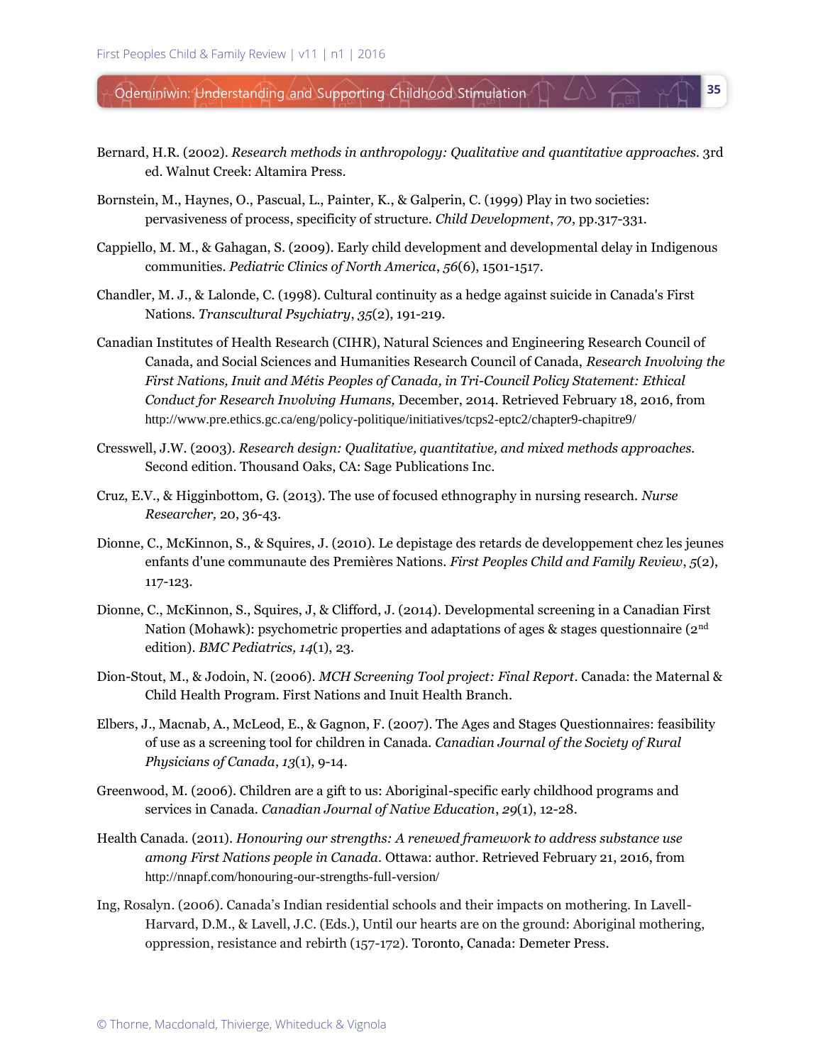Bernard, H.R. (2002). *Research methods in anthropology: Qualitative and quantitative approaches*. 3rd ed. Walnut Creek: Altamira Press.

Bornstein, M., Haynes, O., Pascual, L., Painter, K., & Galperin, C. (1999) Play in two societies: pervasiveness of process, specificity of structure. *Child Development*, *70*, pp.317-331.

Cappiello, M. M., & Gahagan, S. (2009). Early child development and developmental delay in Indigenous communities. *Pediatric Clinics of North America*, *56*(6), 1501-1517.

Chandler, M. J., & Lalonde, C. (1998). Cultural continuity as a hedge against suicide in Canada's First Nations. *Transcultural Psychiatry*, *35*(2), 191-219.

Canadian Institutes of Health Research (CIHR), Natural Sciences and Engineering Research Council of Canada, and Social Sciences and Humanities Research Council of Canada, *Research Involving the First Nations, Inuit and Métis Peoples of Canada, in Tri-Council Policy Statement: Ethical Conduct for Research Involving Humans,* December, 2014. Retrieved February 18, 2016, from http://www.pre.ethics.gc.ca/eng/policy-politique/initiatives/tcps2-eptc2/chapter9-chapitre9/

Cresswell, J.W. (2003). *Research design: Qualitative, quantitative, and mixed methods approaches.* Second edition. Thousand Oaks, CA: Sage Publications Inc.

Cruz, E.V., & Higginbottom, G. (2013). The use of focused ethnography in nursing research. *Nurse Researcher,* 20, 36-43.

Dionne, C., McKinnon, S., & Squires, J. (2010). Le depistage des retards de developpement chez les jeunes enfants d'une communaute des Premières Nations. *First Peoples Child and Family Review*, *5*(2), 117-123.

Dionne, C., McKinnon, S., Squires, J, & Clifford, J. (2014). Developmental screening in a Canadian First Nation (Mohawk): psychometric properties and adaptations of ages & stages questionnaire (2nd edition). *BMC Pediatrics, 14*(1), 23.

Dion-Stout, M., & Jodoin, N. (2006). *MCH Screening Tool project: Final Report*. Canada: the Maternal & Child Health Program. First Nations and Inuit Health Branch.

Elbers, J., Macnab, A., McLeod, E., & Gagnon, F. (2007). The Ages and Stages Questionnaires: feasibility of use as a screening tool for children in Canada. *Canadian Journal of the Society of Rural Physicians of Canada*, *13*(1), 9-14.

Greenwood, M. (2006). Children are a gift to us: Aboriginal-specific early childhood programs and services in Canada. *Canadian Journal of Native Education*, *29*(1), 12-28.

Health Canada. (2011). *Honouring our strengths: A renewed framework to address substance use among First Nations people in Canada.* Ottawa: author. Retrieved February 21, 2016, from http://nnapf.com/honouring-our-strengths-full-version/

Ing, Rosalyn. (2006). Canada's Indian residential schools and their impacts on mothering. In Lavell-Harvard, D.M., & Lavell, J.C. (Eds.), Until our hearts are on the ground: Aboriginal mothering, oppression, resistance and rebirth (157-172). Toronto, Canada: Demeter Press.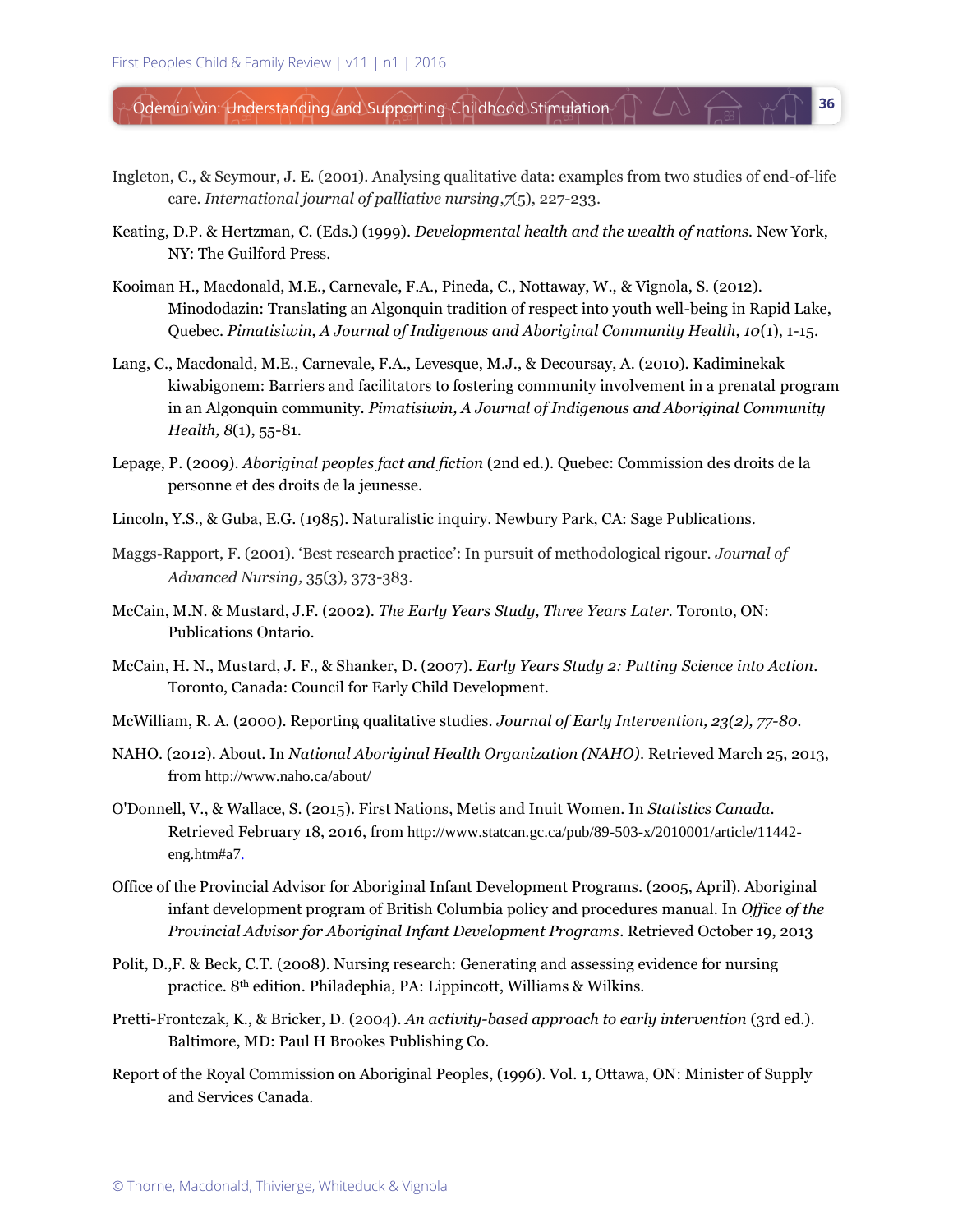Ingleton, C., & Seymour, J. E. (2001). Analysing qualitative data: examples from two studies of end-of-life care. *International journal of palliative nursing*,*7*(5), 227-233.

Keating, D.P. & Hertzman, C. (Eds.) (1999). *Developmental health and the wealth of nations.* New York, NY: The Guilford Press.

Kooiman H., Macdonald, M.E., Carnevale, F.A., Pineda, C., Nottaway, W., & Vignola, S. (2012). Minododazin: Translating an Algonquin tradition of respect into youth well-being in Rapid Lake, Quebec. *Pimatisiwin, A Journal of Indigenous and Aboriginal Community Health, 10*(1), 1-15.

Lang, C., Macdonald, M.E., Carnevale, F.A., Levesque, M.J., & Decoursay, A. (2010). Kadiminekak kiwabigonem: Barriers and facilitators to fostering community involvement in a prenatal program in an Algonquin community. *Pimatisiwin, A Journal of Indigenous and Aboriginal Community Health, 8*(1), 55-81.

Lepage, P. (2009). *Aboriginal peoples fact and fiction* (2nd ed.). Quebec: Commission des droits de la personne et des droits de la jeunesse.

Lincoln, Y.S., & Guba, E.G. (1985). Naturalistic inquiry. Newbury Park, CA: Sage Publications.

Maggs-Rapport, F. (2001). 'Best research practice': In pursuit of methodological rigour. *Journal of Advanced Nursing,* 35(3), 373-383.

McCain, M.N. & Mustard, J.F. (2002). *The Early Years Study, Three Years Later.* Toronto, ON: Publications Ontario.

McCain, H. N., Mustard, J. F., & Shanker, D. (2007). *Early Years Study 2: Putting Science into Action*. Toronto, Canada: Council for Early Child Development.

McWilliam, R. A. (2000). Reporting qualitative studies. *Journal of Early Intervention, 23(2), 77-80.*

NAHO. (2012). About. In *National Aboriginal Health Organization (NAHO)*. Retrieved March 25, 2013, from http://www.naho.ca/about/

O'Donnell, V., & Wallace, S. (2015). First Nations, Metis and Inuit Women. In *Statistics Canada*. Retrieved February 18, 2016, from http://www.statcan.gc.ca/pub/89-503-x/2010001/article/11442-eng.htm#a7.

Office of the Provincial Advisor for Aboriginal Infant Development Programs. (2005, April). Aboriginal infant development program of British Columbia policy and procedures manual. In *Office of the Provincial Advisor for Aboriginal Infant Development Programs*. Retrieved October 19, 2013

Polit, D.,F. & Beck, C.T. (2008). Nursing research: Generating and assessing evidence for nursing practice. 8th edition. Philadephia, PA: Lippincott, Williams & Wilkins.

Pretti-Frontczak, K., & Bricker, D. (2004). *An activity-based approach to early intervention* (3rd ed.). Baltimore, MD: Paul H Brookes Publishing Co.

Report of the Royal Commission on Aboriginal Peoples, (1996). Vol. 1, Ottawa, ON: Minister of Supply and Services Canada.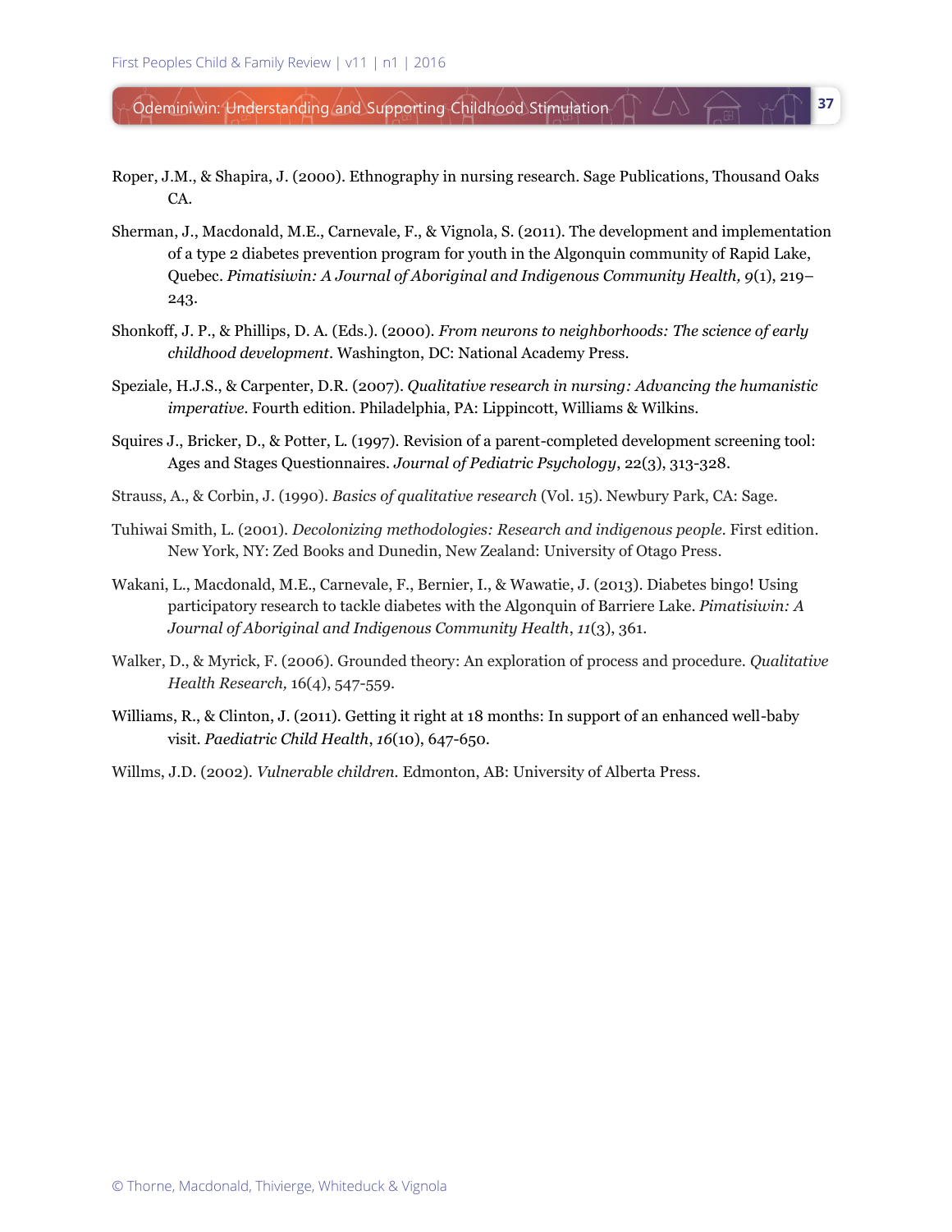Roper, J.M., & Shapira, J. (2000). Ethnography in nursing research. Sage Publications, Thousand Oaks CA.

Sherman, J., Macdonald, M.E., Carnevale, F., & Vignola, S. (2011). The development and implementation of a type 2 diabetes prevention program for youth in the Algonquin community of Rapid Lake, Quebec. *Pimatisiwin: A Journal of Aboriginal and Indigenous Community Health, 9*(1), 219–243.

Shonkoff, J. P., & Phillips, D. A. (Eds.). (2000). *From neurons to neighborhoods: The science of early childhood development*. Washington, DC: National Academy Press.

Speziale, H.J.S., & Carpenter, D.R. (2007). *Qualitative research in nursing: Advancing the humanistic imperative*. Fourth edition. Philadelphia, PA: Lippincott, Williams & Wilkins.

Squires J., Bricker, D., & Potter, L. (1997). Revision of a parent-completed development screening tool: Ages and Stages Questionnaires. *Journal of Pediatric Psychology*, 22(3), 313-328.

Strauss, A., & Corbin, J. (1990). *Basics of qualitative research* (Vol. 15). Newbury Park, CA: Sage.

Tuhiwai Smith, L. (2001). *Decolonizing methodologies: Research and indigenous people*. First edition. New York, NY: Zed Books and Dunedin, New Zealand: University of Otago Press.

Wakani, L., Macdonald, M.E., Carnevale, F., Bernier, I., & Wawatie, J. (2013). Diabetes bingo! Using participatory research to tackle diabetes with the Algonquin of Barriere Lake. *Pimatisiwin: A Journal of Aboriginal and Indigenous Community Health*, *11*(3), 361.

Walker, D., & Myrick, F. (2006). Grounded theory: An exploration of process and procedure. *Qualitative Health Research,* 16(4), 547-559.

Williams, R., & Clinton, J. (2011). Getting it right at 18 months: In support of an enhanced well-baby visit. *Paediatric Child Health*, *16*(10), 647-650.

Willms, J.D. (2002). *Vulnerable children.* Edmonton, AB: University of Alberta Press.